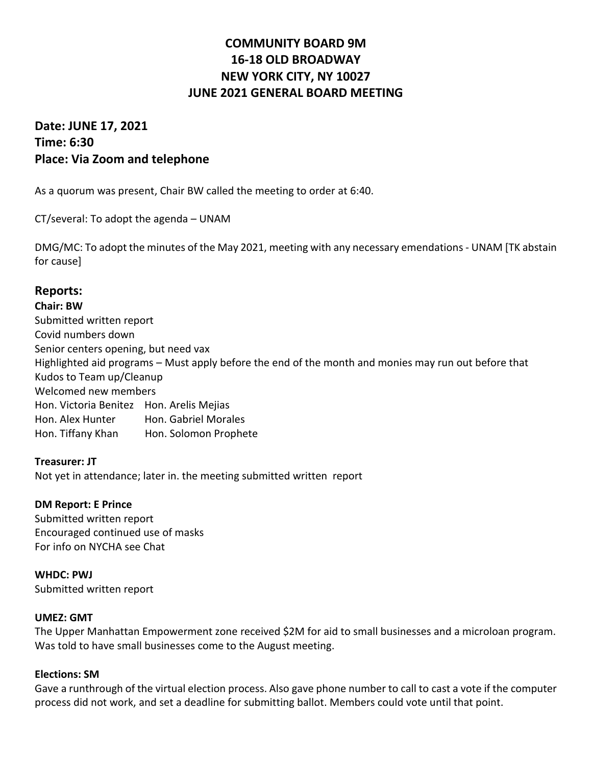# COMMUNITY BOARD 9M
# 16-18 OLD BROADWAY
# NEW YORK CITY, NY 10027
# JUNE 2021 GENERAL BOARD MEETING

## Date: JUNE 17, 2021
## Time: 6:30
## Place: Via Zoom and telephone

As a quorum was present, Chair BW called the meeting to order at 6:40.

CT/several: To adopt the agenda – UNAM

DMG/MC: To adopt the minutes of the May 2021, meeting with any necessary emendations - UNAM [TK abstain for cause]

## Reports:

**Chair: BW**
Submitted written report
Covid numbers down
Senior centers opening, but need vax
Highlighted aid programs – Must apply before the end of the month and monies may run out before that
Kudos to Team up/Cleanup
Welcomed new members

| | |
|---|---|
| Hon. Victoria Benitez | Hon. Arelis Mejias |
| Hon. Alex Hunter | Hon. Gabriel Morales |
| Hon. Tiffany Khan | Hon. Solomon Prophete |

**Treasurer: JT**
Not yet in attendance; later in. the meeting submitted written report

**DM Report: E Prince**
Submitted written report
Encouraged continued use of masks
For info on NYCHA see Chat

**WHDC: PWJ**
Submitted written report

**UMEZ: GMT**
The Upper Manhattan Empowerment zone received $2M for aid to small businesses and a microloan program. Was told to have small businesses come to the August meeting.

**Elections: SM**
Gave a runthrough of the virtual election process. Also gave phone number to call to cast a vote if the computer process did not work, and set a deadline for submitting ballot. Members could vote until that point.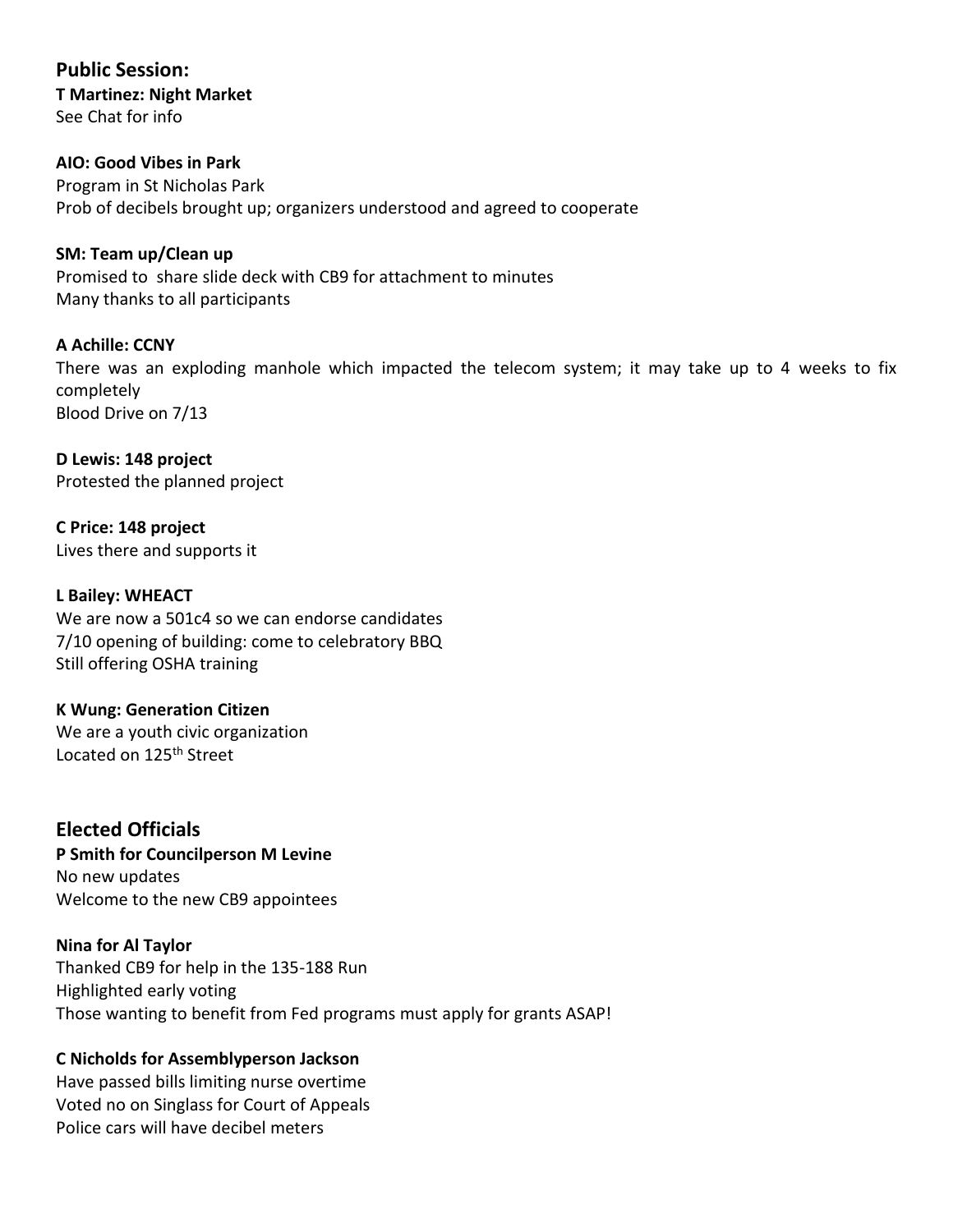## Public Session:

**T Martinez: Night Market**
See Chat for info

**AIO: Good Vibes in Park**
Program in St Nicholas Park
Prob of decibels brought up; organizers understood and agreed to cooperate

**SM: Team up/Clean up**
Promised to share slide deck with CB9 for attachment to minutes
Many thanks to all participants

**A Achille: CCNY**
There was an exploding manhole which impacted the telecom system; it may take up to 4 weeks to fix completely
Blood Drive on 7/13

**D Lewis: 148 project**
Protested the planned project

**C Price: 148 project**
Lives there and supports it

**L Bailey: WHEACT**
We are now a 501c4 so we can endorse candidates
7/10 opening of building: come to celebratory BBQ
Still offering OSHA training

**K Wung: Generation Citizen**
We are a youth civic organization
Located on 125th Street

## Elected Officials

**P Smith for Councilperson M Levine**
No new updates
Welcome to the new CB9 appointees

**Nina for Al Taylor**
Thanked CB9 for help in the 135-188 Run
Highlighted early voting
Those wanting to benefit from Fed programs must apply for grants ASAP!

**C Nicholds for Assemblyperson Jackson**
Have passed bills limiting nurse overtime
Voted no on Singlass for Court of Appeals
Police cars will have decibel meters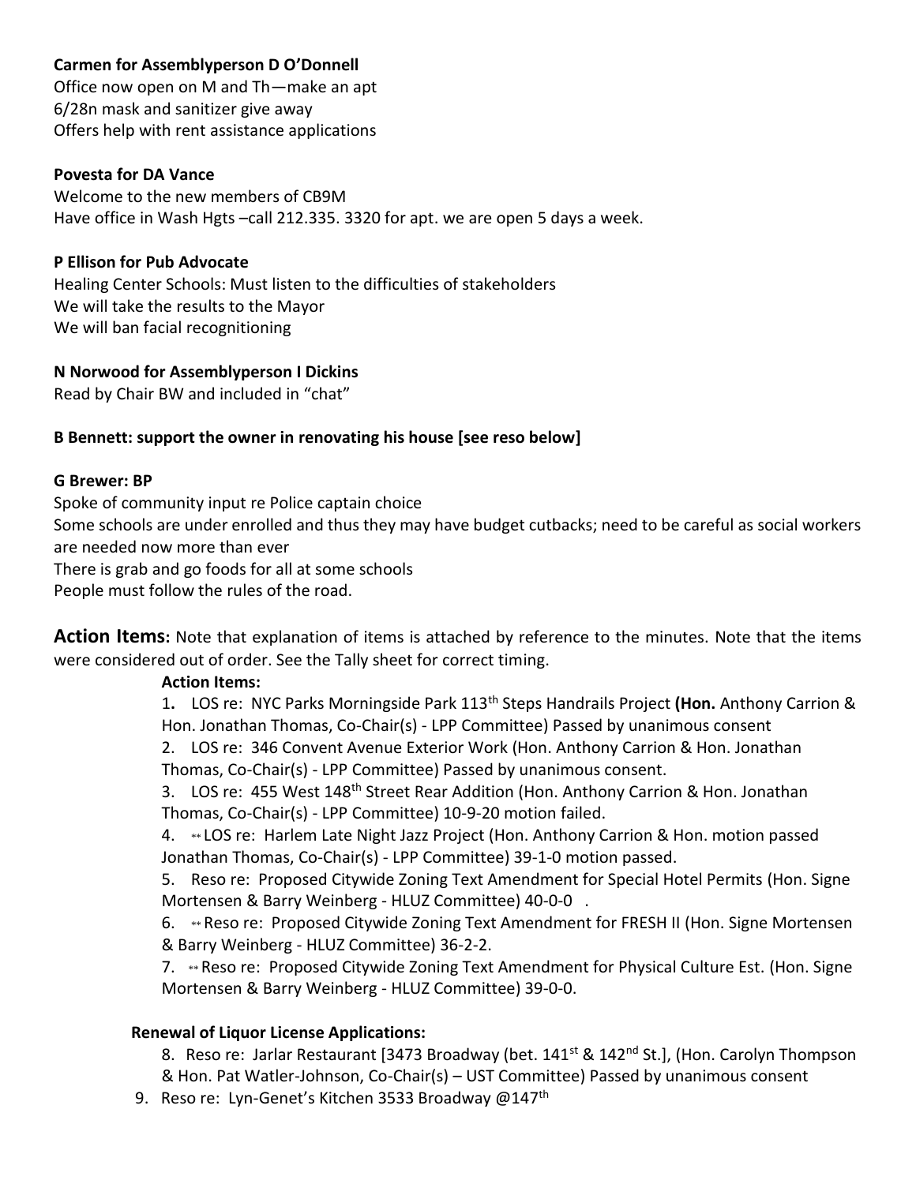**Carmen for Assemblyperson D O'Donnell**
Office now open on M and Th—make an apt
6/28n mask and sanitizer give away
Offers help with rent assistance applications

**Povesta for DA Vance**
Welcome to the new members of CB9M
Have office in Wash Hgts –call 212.335. 3320 for apt. we are open 5 days a week.

**P Ellison for Pub Advocate**
Healing Center Schools: Must listen to the difficulties of stakeholders
We will take the results to the Mayor
We will ban facial recognitioning

**N Norwood for Assemblyperson I Dickins**
Read by Chair BW and included in "chat"

**B Bennett: support the owner in renovating his house [see reso below]**

**G Brewer: BP**
Spoke of community input re Police captain choice
Some schools are under enrolled and thus they may have budget cutbacks; need to be careful as social workers are needed now more than ever
There is grab and go foods for all at some schools
People must follow the rules of the road.

**Action Items:** Note that explanation of items is attached by reference to the minutes. Note that the items were considered out of order. See the Tally sheet for correct timing.

**Action Items:**

1. LOS re: NYC Parks Morningside Park 113th Steps Handrails Project **(Hon.** Anthony Carrion & Hon. Jonathan Thomas, Co-Chair(s) - LPP Committee) Passed by unanimous consent
2. LOS re: 346 Convent Avenue Exterior Work (Hon. Anthony Carrion & Hon. Jonathan Thomas, Co-Chair(s) - LPP Committee) Passed by unanimous consent.
3. LOS re: 455 West 148th Street Rear Addition (Hon. Anthony Carrion & Hon. Jonathan Thomas, Co-Chair(s) - LPP Committee) 10-9-20 motion failed.
4. ** LOS re: Harlem Late Night Jazz Project (Hon. Anthony Carrion & Hon. motion passed Jonathan Thomas, Co-Chair(s) - LPP Committee) 39-1-0 motion passed.
5. Reso re: Proposed Citywide Zoning Text Amendment for Special Hotel Permits (Hon. Signe Mortensen & Barry Weinberg - HLUZ Committee) 40-0-0 .
6. ** Reso re: Proposed Citywide Zoning Text Amendment for FRESH II (Hon. Signe Mortensen & Barry Weinberg - HLUZ Committee) 36-2-2.
7. ** Reso re: Proposed Citywide Zoning Text Amendment for Physical Culture Est. (Hon. Signe Mortensen & Barry Weinberg - HLUZ Committee) 39-0-0.

**Renewal of Liquor License Applications:**

8. Reso re: Jarlar Restaurant [3473 Broadway (bet. 141st & 142nd St.], (Hon. Carolyn Thompson & Hon. Pat Watler-Johnson, Co-Chair(s) – UST Committee) Passed by unanimous consent
9. Reso re: Lyn-Genet's Kitchen 3533 Broadway @147th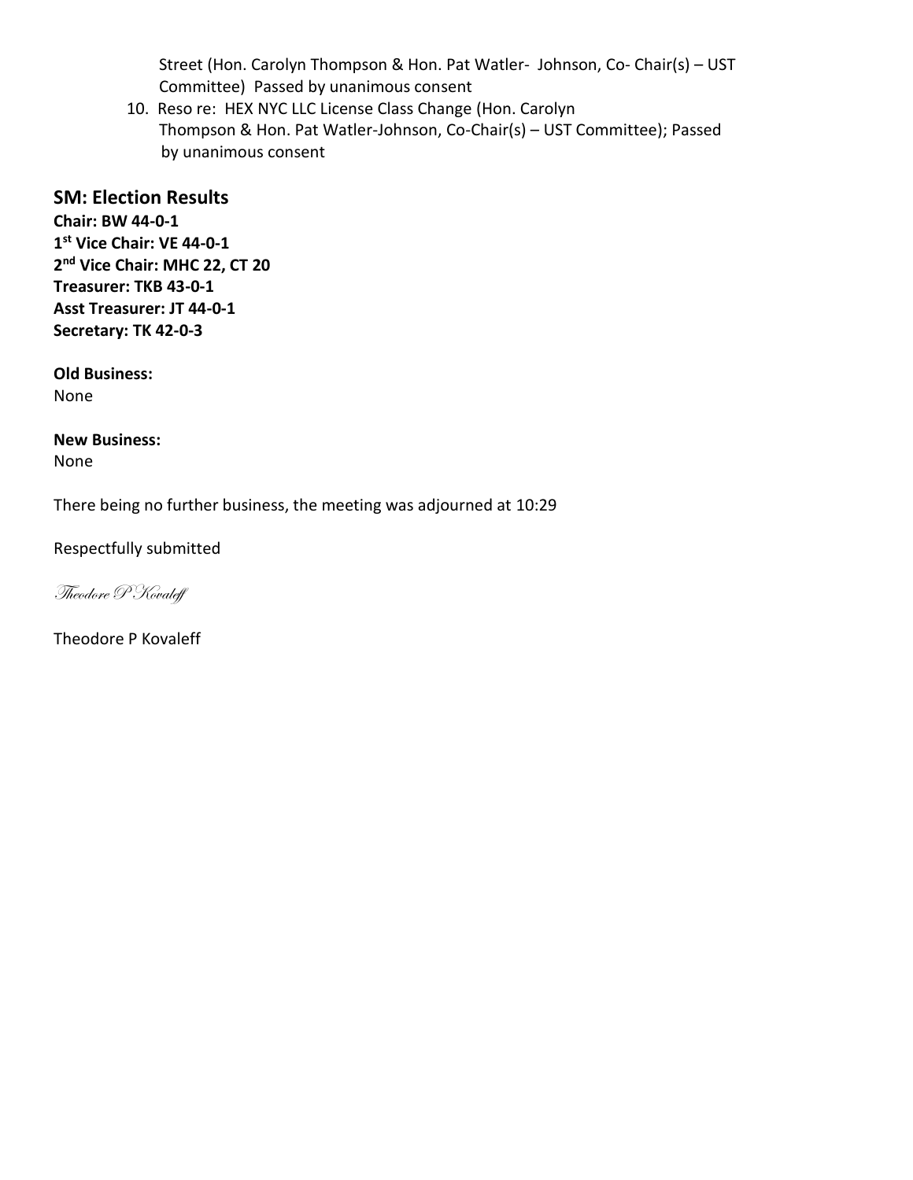Street (Hon. Carolyn Thompson & Hon. Pat Watler- Johnson, Co- Chair(s) – UST Committee) Passed by unanimous consent

10. Reso re: HEX NYC LLC License Class Change (Hon. Carolyn Thompson & Hon. Pat Watler-Johnson, Co-Chair(s) – UST Committee); Passed by unanimous consent

## SM: Election Results

**Chair: BW 44-0-1**
**1st Vice Chair: VE 44-0-1**
**2nd Vice Chair: MHC 22, CT 20**
**Treasurer: TKB 43-0-1**
**Asst Treasurer: JT 44-0-1**
**Secretary: TK 42-0-3**

**Old Business:**
None

**New Business:**
None

There being no further business, the meeting was adjourned at 10:29

Respectfully submitted

*Theodore P Kovaleff*

Theodore P Kovaleff